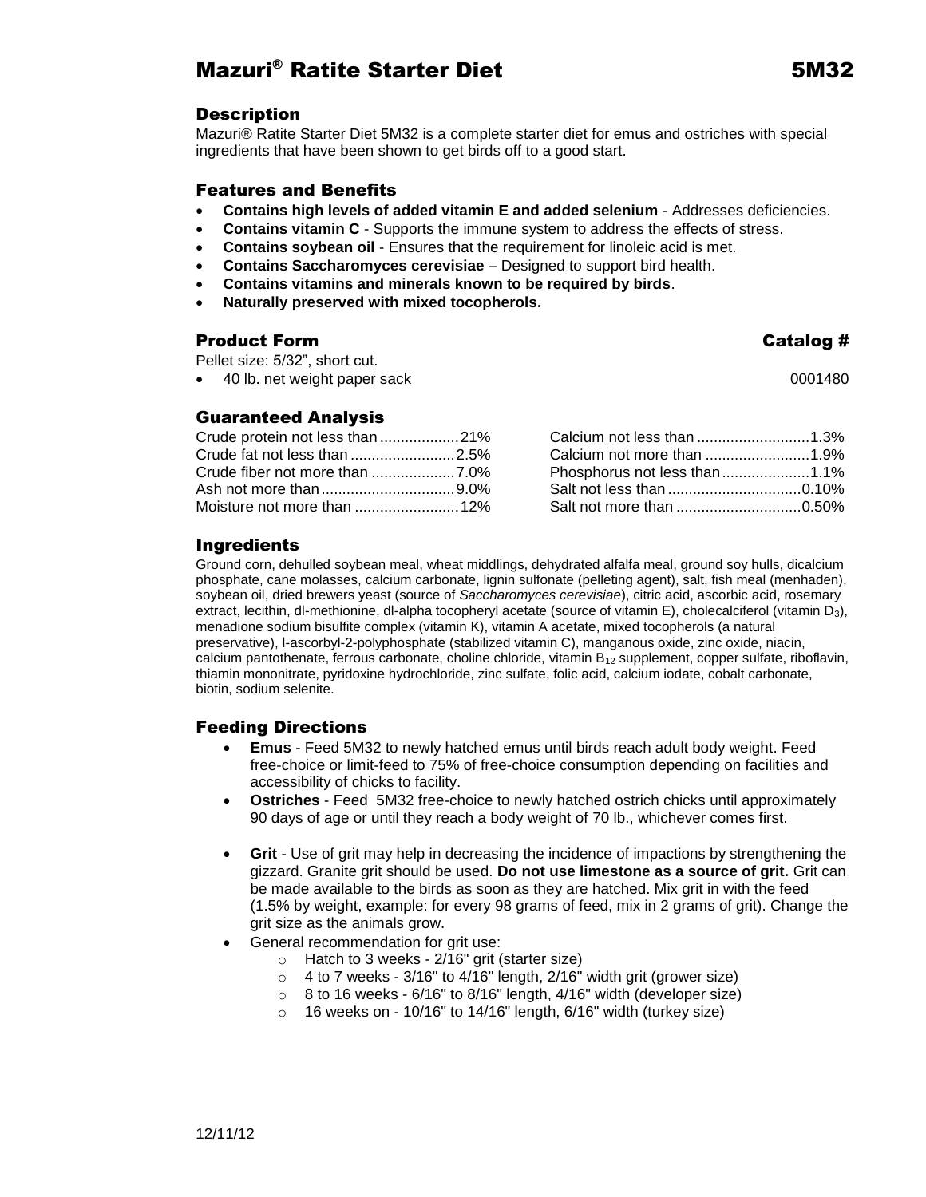# Mazuri® Ratite Starter Diet 5M32

## Description

Mazuri® Ratite Starter Diet 5M32 is a complete starter diet for emus and ostriches with special ingredients that have been shown to get birds off to a good start.

## Features and Benefits

- **Contains high levels of added vitamin E and added selenium** - Addresses deficiencies.
- **Contains vitamin C** - Supports the immune system to address the effects of stress.
- **Contains soybean oil** - Ensures that the requirement for linoleic acid is met.
- **Contains Saccharomyces cerevisiae** – Designed to support bird health.
- **Contains vitamins and minerals known to be required by birds**.
- **Naturally preserved with mixed tocopherols.**

## Product Form

| Product Form | Catalog # |
|---|---|
| Pellet size: 5/32", short cut. | |
| • 40 lb. net weight paper sack | 0001480 |

## Guaranteed Analysis

| | |
|---|---|
| Crude protein not less than | 21% |
| Crude fat not less than | 2.5% |
| Crude fiber not more than | 7.0% |
| Ash not more than | 9.0% |
| Moisture not more than | 12% |
| Calcium not less than | 1.3% |
| Calcium not more than | 1.9% |
| Phosphorus not less than | 1.1% |
| Salt not less than | 0.10% |
| Salt not more than | 0.50% |

## Ingredients

Ground corn, dehulled soybean meal, wheat middlings, dehydrated alfalfa meal, ground soy hulls, dicalcium phosphate, cane molasses, calcium carbonate, lignin sulfonate (pelleting agent), salt, fish meal (menhaden), soybean oil, dried brewers yeast (source of *Saccharomyces cerevisiae*), citric acid, ascorbic acid, rosemary extract, lecithin, dl-methionine, dl-alpha tocopheryl acetate (source of vitamin E), cholecalciferol (vitamin $D_3$), menadione sodium bisulfite complex (vitamin K), vitamin A acetate, mixed tocopherols (a natural preservative), l-ascorbyl-2-polyphosphate (stabilized vitamin C), manganous oxide, zinc oxide, niacin, calcium pantothenate, ferrous carbonate, choline chloride, vitamin $B_{12}$ supplement, copper sulfate, riboflavin, thiamin mononitrate, pyridoxine hydrochloride, zinc sulfate, folic acid, calcium iodate, cobalt carbonate, biotin, sodium selenite.

## Feeding Directions

- **Emus** - Feed 5M32 to newly hatched emus until birds reach adult body weight. Feed free-choice or limit-feed to 75% of free-choice consumption depending on facilities and accessibility of chicks to facility.
- **Ostriches** - Feed 5M32 free-choice to newly hatched ostrich chicks until approximately 90 days of age or until they reach a body weight of 70 lb., whichever comes first.
- **Grit** - Use of grit may help in decreasing the incidence of impactions by strengthening the gizzard. Granite grit should be used. **Do not use limestone as a source of grit.** Grit can be made available to the birds as soon as they are hatched. Mix grit in with the feed (1.5% by weight, example: for every 98 grams of feed, mix in 2 grams of grit). Change the grit size as the animals grow.
- General recommendation for grit use:
  - Hatch to 3 weeks - 2/16" grit (starter size)
  - 4 to 7 weeks - 3/16" to 4/16" length, 2/16" width grit (grower size)
  - 8 to 16 weeks - 6/16" to 8/16" length, 4/16" width (developer size)
  - 16 weeks on - 10/16" to 14/16" length, 6/16" width (turkey size)

12/11/12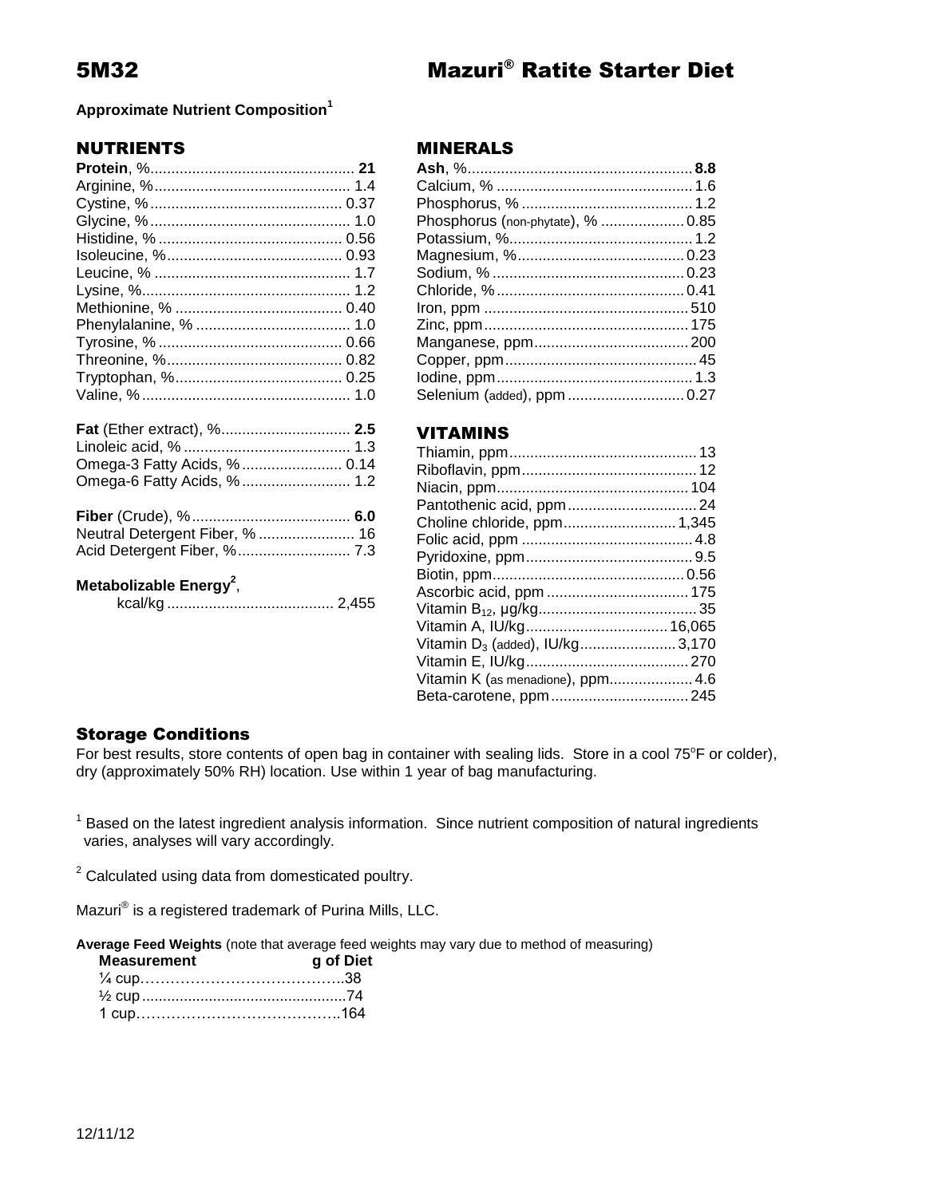# 5M32 Mazuri® Ratite Starter Diet

**Approximate Nutrient Composition**[1]

## NUTRIENTS

| | |
|---|---|
| **Protein**, % | **21** |
| Arginine, % | 1.4 |
| Cystine, % | 0.37 |
| Glycine, % | 1.0 |
| Histidine, % | 0.56 |
| Isoleucine, % | 0.93 |
| Leucine, % | 1.7 |
| Lysine, % | 1.2 |
| Methionine, % | 0.40 |
| Phenylalanine, % | 1.0 |
| Tyrosine, % | 0.66 |
| Threonine, % | 0.82 |
| Tryptophan, % | 0.25 |
| Valine, % | 1.0 |

| | |
|---|---|
| **Fat** (Ether extract), % | **2.5** |
| Linoleic acid, % | 1.3 |
| Omega-3 Fatty Acids, % | 0.14 |
| Omega-6 Fatty Acids, % | 1.2 |

| | |
|---|---|
| **Fiber** (Crude), % | **6.0** |
| Neutral Detergent Fiber, % | 16 |
| Acid Detergent Fiber, % | 7.3 |

**Metabolizable Energy**[2], kcal/kg ........ 2,455

## MINERALS

| | |
|---|---|
| **Ash**, % | **8.8** |
| Calcium, % | 1.6 |
| Phosphorus, % | 1.2 |
| Phosphorus (non-phytate), % | 0.85 |
| Potassium, % | 1.2 |
| Magnesium, % | 0.23 |
| Sodium, % | 0.23 |
| Chloride, % | 0.41 |
| Iron, ppm | 510 |
| Zinc, ppm | 175 |
| Manganese, ppm | 200 |
| Copper, ppm | 45 |
| Iodine, ppm | 1.3 |
| Selenium (added), ppm | 0.27 |

## VITAMINS

| | |
|---|---|
| Thiamin, ppm | 13 |
| Riboflavin, ppm | 12 |
| Niacin, ppm | 104 |
| Pantothenic acid, ppm | 24 |
| Choline chloride, ppm | 1,345 |
| Folic acid, ppm | 4.8 |
| Pyridoxine, ppm | 9.5 |
| Biotin, ppm | 0.56 |
| Ascorbic acid, ppm | 175 |
| Vitamin $B_{12}$, µg/kg | 35 |
| Vitamin A, IU/kg | 16,065 |
| Vitamin $D_3$ (added), IU/kg | 3,170 |
| Vitamin E, IU/kg | 270 |
| Vitamin K (as menadione), ppm | 4.6 |
| Beta-carotene, ppm | 245 |

## Storage Conditions

For best results, store contents of open bag in container with sealing lids. Store in a cool 75°F or colder), dry (approximately 50% RH) location. Use within 1 year of bag manufacturing.

[1] Based on the latest ingredient analysis information. Since nutrient composition of natural ingredients varies, analyses will vary accordingly.

[2] Calculated using data from domesticated poultry.

Mazuri® is a registered trademark of Purina Mills, LLC.

**Average Feed Weights** (note that average feed weights may vary due to method of measuring)

| Measurement | g of Diet |
|---|---|
| ¼ cup | 38 |
| ½ cup | 74 |
| 1 cup | 164 |

12/11/12